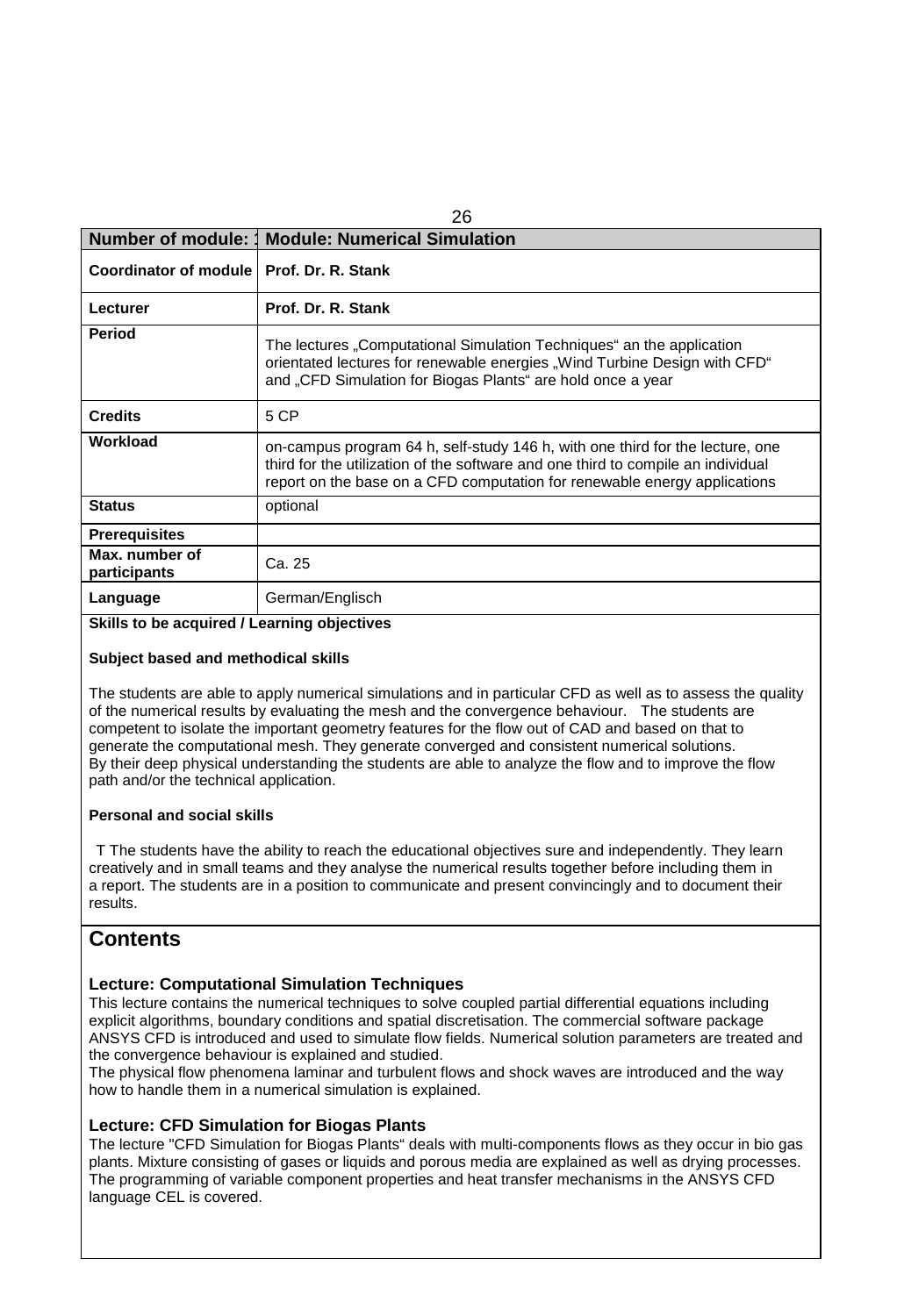| Number of module: 1 | Module: Numerical Simulation |
|---|---|
| **Coordinator of module** | **Prof. Dr. R. Stank** |
| **Lecturer** | **Prof. Dr. R. Stank** |
| **Period** | The lectures „Computational Simulation Techniques“ an the application orientated lectures for renewable energies „Wind Turbine Design with CFD“ and „CFD Simulation for Biogas Plants“ are hold once a year |
| **Credits** | 5 CP |
| **Workload** | on-campus program 64 h, self-study 146 h, with one third for the lecture, one third for the utilization of the software and one third to compile an individual report on the base on a CFD computation for renewable energy applications |
| **Status** | optional |
| **Prerequisites** | |
| **Max. number of participants** | Ca. 25 |
| **Language** | German/Englisch |

**Skills to be acquired / Learning objectives**

**Subject based and methodical skills**

The students are able to apply numerical simulations and in particular CFD as well as to assess the quality of the numerical results by evaluating the mesh and the convergence behaviour. The students are competent to isolate the important geometry features for the flow out of CAD and based on that to generate the computational mesh. They generate converged and consistent numerical solutions. By their deep physical understanding the students are able to analyze the flow and to improve the flow path and/or the technical application.

**Personal and social skills**

T The students have the ability to reach the educational objectives sure and independently. They learn creatively and in small teams and they analyse the numerical results together before including them in a report. The students are in a position to communicate and present convincingly and to document their results.

## Contents

### Lecture: Computational Simulation Techniques

This lecture contains the numerical techniques to solve coupled partial differential equations including explicit algorithms, boundary conditions and spatial discretisation. The commercial software package ANSYS CFD is introduced and used to simulate flow fields. Numerical solution parameters are treated and the convergence behaviour is explained and studied.
The physical flow phenomena laminar and turbulent flows and shock waves are introduced and the way how to handle them in a numerical simulation is explained.

### Lecture: CFD Simulation for Biogas Plants

The lecture "CFD Simulation for Biogas Plants“ deals with multi-components flows as they occur in bio gas plants. Mixture consisting of gases or liquids and porous media are explained as well as drying processes. The programming of variable component properties and heat transfer mechanisms in the ANSYS CFD language CEL is covered.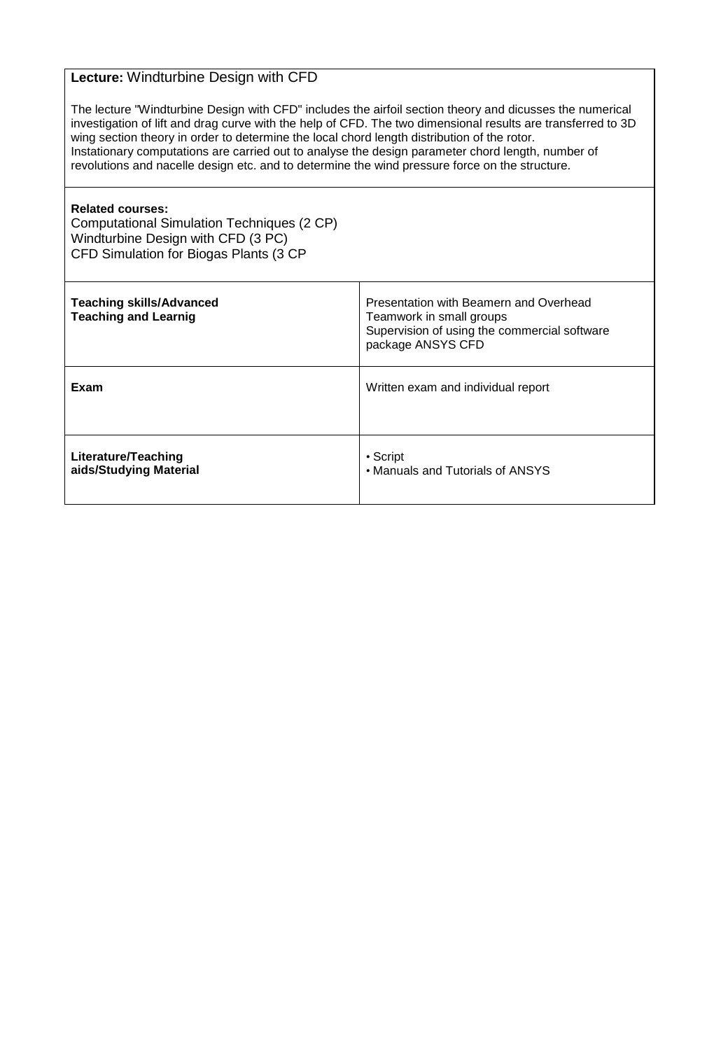**Lecture:** Windturbine Design with CFD

The lecture "Windturbine Design with CFD" includes the airfoil section theory and dicusses the numerical investigation of lift and drag curve with the help of CFD. The two dimensional results are transferred to 3D wing section theory in order to determine the local chord length distribution of the rotor.
Instationary computations are carried out to analyse the design parameter chord length, number of revolutions and nacelle design etc. and to determine the wind pressure force on the structure.

**Related courses:**
Computational Simulation Techniques (2 CP)
Windturbine Design with CFD (3 PC)
CFD Simulation for Biogas Plants (3 CP

| | |
|---|---|
| **Teaching skills/Advanced Teaching and Learnig** | Presentation with Beamern and Overhead<br>Teamwork in small groups<br>Supervision of using the commercial software package ANSYS CFD |
| **Exam** | Written exam and individual report |
| **Literature/Teaching aids/Studying Material** | • Script<br>• Manuals and Tutorials of ANSYS |